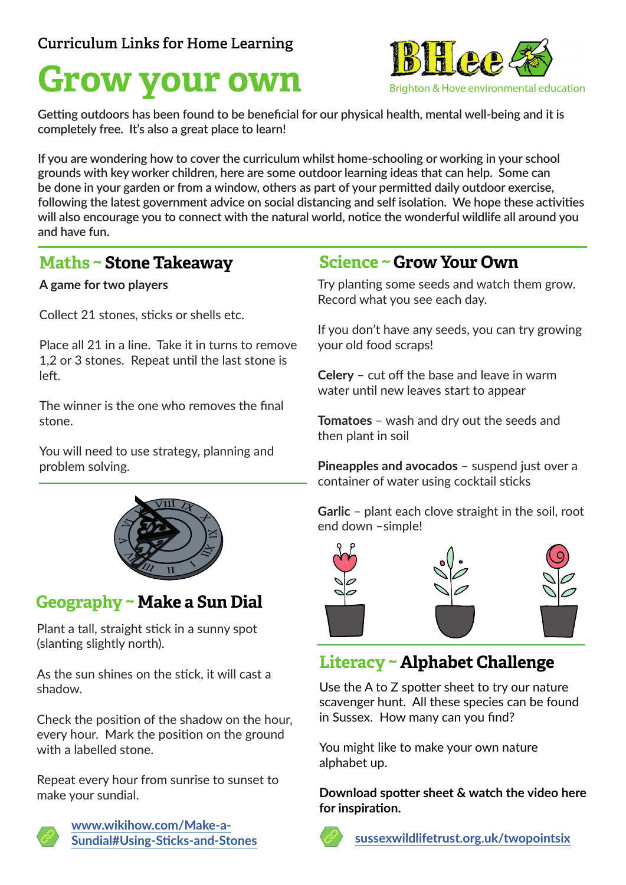Curriculum Links for Home Learning

# Grow your own

BHee

Brighton & Hove environmental education

Getting outdoors has been found to be beneficial for our physical health, mental well-being and it is completely free. It's also a great place to learn!

If you are wondering how to cover the curriculum whilst home-schooling or working in your school grounds with key worker children, here are some outdoor learning ideas that can help. Some can be done in your garden or from a window, others as part of your permitted daily outdoor exercise, following the latest government advice on social distancing and self isolation. We hope these activities will also encourage you to connect with the natural world, notice the wonderful wildlife all around you and have fun.

## Maths ~ Stone Takeaway

**A game for two players**

Collect 21 stones, sticks or shells etc.

Place all 21 in a line. Take it in turns to remove 1,2 or 3 stones. Repeat until the last stone is left.

The winner is the one who removes the final stone.

You will need to use strategy, planning and problem solving.

## Geography ~ Make a Sun Dial

Plant a tall, straight stick in a sunny spot (slanting slightly north).

As the sun shines on the stick, it will cast a shadow.

Check the position of the shadow on the hour, every hour. Mark the position on the ground with a labelled stone.

Repeat every hour from sunrise to sunset to make your sundial.

www.wikihow.com/Make-a-Sundial#Using-Sticks-and-Stones

## Science ~ Grow Your Own

Try planting some seeds and watch them grow. Record what you see each day.

If you don't have any seeds, you can try growing your old food scraps!

**Celery** – cut off the base and leave in warm water until new leaves start to appear

**Tomatoes** – wash and dry out the seeds and then plant in soil

**Pineapples and avocados** – suspend just over a container of water using cocktail sticks

**Garlic** – plant each clove straight in the soil, root end down –simple!

## Literacy ~ Alphabet Challenge

Use the A to Z spotter sheet to try our nature scavenger hunt. All these species can be found in Sussex. How many can you find?

You might like to make your own nature alphabet up.

**Download spotter sheet & watch the video here for inspiration.**

sussexwildlifetrust.org.uk/twopointsix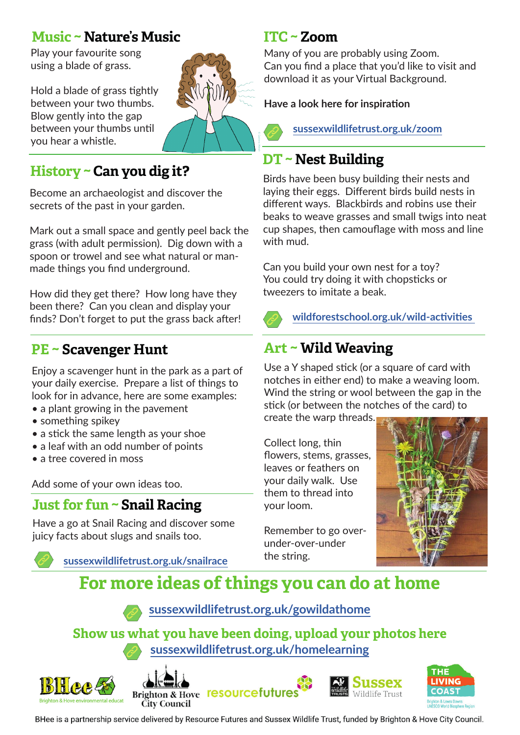## Music ~ Nature's Music

Play your favourite song using a blade of grass.

Hold a blade of grass tightly between your two thumbs. Blow gently into the gap between your thumbs until you hear a whistle.

## History ~ Can you dig it?

Become an archaeologist and discover the secrets of the past in your garden.

Mark out a small space and gently peel back the grass (with adult permission). Dig down with a spoon or trowel and see what natural or man-made things you find underground.

How did they get there? How long have they been there? Can you clean and display your finds? Don't forget to put the grass back after!

## PE ~ Scavenger Hunt

Enjoy a scavenger hunt in the park as a part of your daily exercise. Prepare a list of things to look for in advance, here are some examples:

- a plant growing in the pavement
- something spikey
- a stick the same length as your shoe
- a leaf with an odd number of points
- a tree covered in moss

Add some of your own ideas too.

## Just for fun ~ Snail Racing

Have a go at Snail Racing and discover some juicy facts about slugs and snails too.

sussexwildlifetrust.org.uk/snailrace

## ITC ~ Zoom

Many of you are probably using Zoom. Can you find a place that you'd like to visit and download it as your Virtual Background.

**Have a look here for inspiration**

sussexwildlifetrust.org.uk/zoom

## DT ~ Nest Building

Birds have been busy building their nests and laying their eggs. Different birds build nests in different ways. Blackbirds and robins use their beaks to weave grasses and small twigs into neat cup shapes, then camouflage with moss and line with mud.

Can you build your own nest for a toy? You could try doing it with chopsticks or tweezers to imitate a beak.

wildforestschool.org.uk/wild-activities

## Art ~ Wild Weaving

Use a Y shaped stick (or a square of card with notches in either end) to make a weaving loom. Wind the string or wool between the gap in the stick (or between the notches of the card) to create the warp threads.

Collect long, thin flowers, stems, grasses, leaves or feathers on your daily walk. Use them to thread into your loom.

Remember to go over-under-over-under the string.

# For more ideas of things you can do at home

sussexwildlifetrust.org.uk/gowildathome

## Show us what you have been doing, upload your photos here

sussexwildlifetrust.org.uk/homelearning

BHee Brighton & Hove environmental education | Brighton & Hove City Council | resourcefutures | Sussex Wildlife Trust | The Living Coast Brighton & Lewes Downs UNESCO World Biosphere Region

BHee is a partnership service delivered by Resource Futures and Sussex Wildlife Trust, funded by Brighton & Hove City Council.